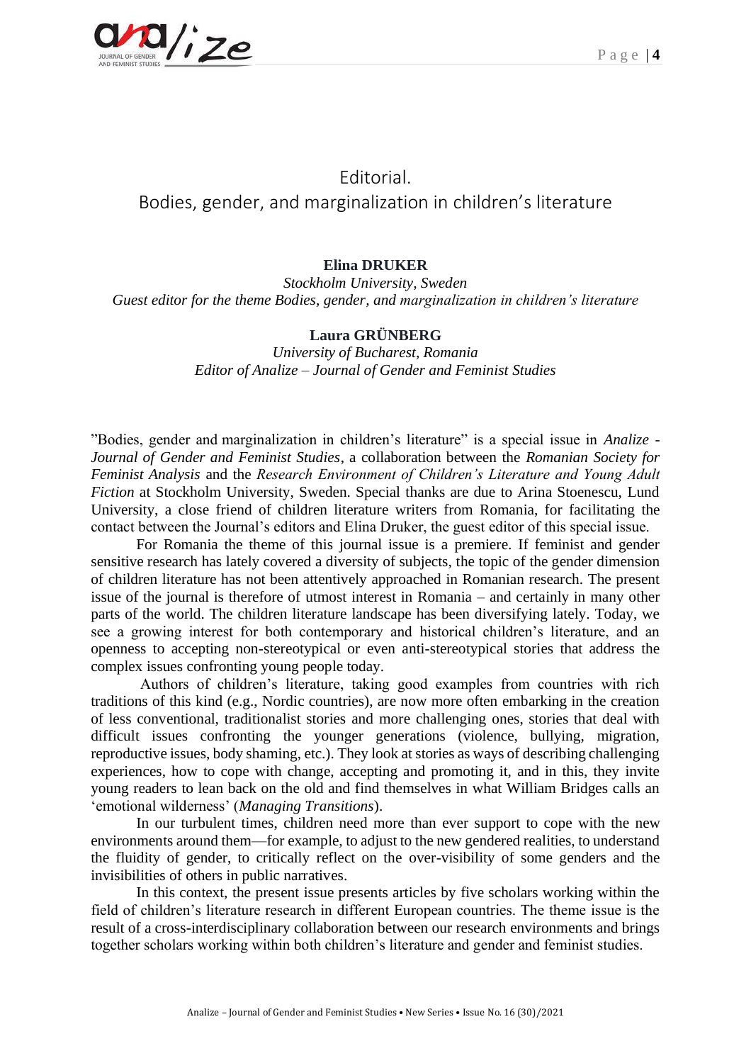# Editorial.
# Bodies, gender, and marginalization in children's literature

**Elina DRUKER**
*Stockholm University, Sweden*
*Guest editor for the theme Bodies, gender, and marginalization in children's literature*

**Laura GRÜNBERG**
*University of Bucharest, Romania*
*Editor of Analize – Journal of Gender and Feminist Studies*

"Bodies, gender and marginalization in children's literature" is a special issue in *Analize - Journal of Gender and Feminist Studies*, a collaboration between the *Romanian Society for Feminist Analysis* and the *Research Environment of Children's Literature and Young Adult Fiction* at Stockholm University, Sweden. Special thanks are due to Arina Stoenescu, Lund University, a close friend of children literature writers from Romania, for facilitating the contact between the Journal's editors and Elina Druker, the guest editor of this special issue.

For Romania the theme of this journal issue is a premiere. If feminist and gender sensitive research has lately covered a diversity of subjects, the topic of the gender dimension of children literature has not been attentively approached in Romanian research. The present issue of the journal is therefore of utmost interest in Romania – and certainly in many other parts of the world. The children literature landscape has been diversifying lately. Today, we see a growing interest for both contemporary and historical children's literature, and an openness to accepting non-stereotypical or even anti-stereotypical stories that address the complex issues confronting young people today.

Authors of children's literature, taking good examples from countries with rich traditions of this kind (e.g., Nordic countries), are now more often embarking in the creation of less conventional, traditionalist stories and more challenging ones, stories that deal with difficult issues confronting the younger generations (violence, bullying, migration, reproductive issues, body shaming, etc.). They look at stories as ways of describing challenging experiences, how to cope with change, accepting and promoting it, and in this, they invite young readers to lean back on the old and find themselves in what William Bridges calls an 'emotional wilderness' (*Managing Transitions*).

In our turbulent times, children need more than ever support to cope with the new environments around them—for example, to adjust to the new gendered realities, to understand the fluidity of gender, to critically reflect on the over-visibility of some genders and the invisibilities of others in public narratives.

In this context, the present issue presents articles by five scholars working within the field of children's literature research in different European countries. The theme issue is the result of a cross-interdisciplinary collaboration between our research environments and brings together scholars working within both children's literature and gender and feminist studies.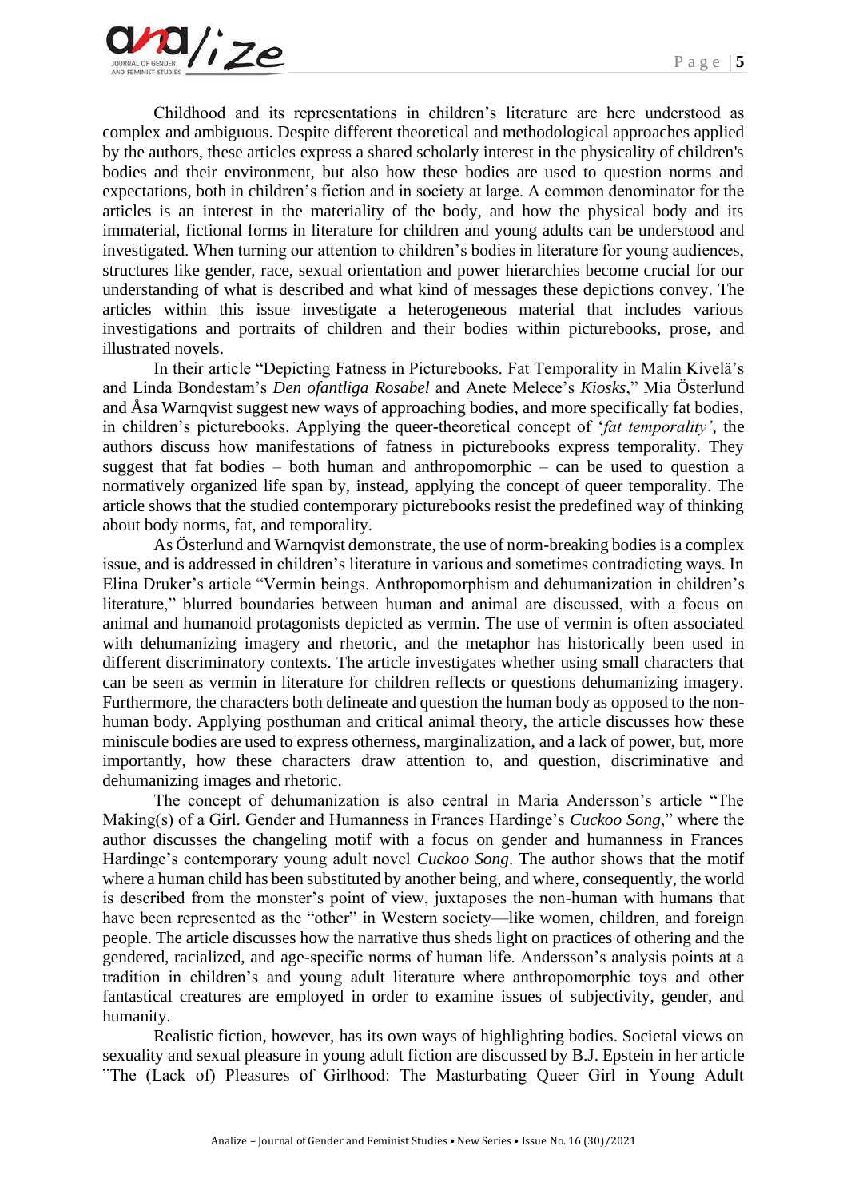Childhood and its representations in children's literature are here understood as complex and ambiguous. Despite different theoretical and methodological approaches applied by the authors, these articles express a shared scholarly interest in the physicality of children's bodies and their environment, but also how these bodies are used to question norms and expectations, both in children's fiction and in society at large. A common denominator for the articles is an interest in the materiality of the body, and how the physical body and its immaterial, fictional forms in literature for children and young adults can be understood and investigated. When turning our attention to children's bodies in literature for young audiences, structures like gender, race, sexual orientation and power hierarchies become crucial for our understanding of what is described and what kind of messages these depictions convey. The articles within this issue investigate a heterogeneous material that includes various investigations and portraits of children and their bodies within picturebooks, prose, and illustrated novels.

In their article "Depicting Fatness in Picturebooks. Fat Temporality in Malin Kivelä's and Linda Bondestam's *Den ofantliga Rosabel* and Anete Melece's *Kiosks*," Mia Österlund and Åsa Warnqvist suggest new ways of approaching bodies, and more specifically fat bodies, in children's picturebooks. Applying the queer-theoretical concept of '*fat temporality'*, the authors discuss how manifestations of fatness in picturebooks express temporality. They suggest that fat bodies – both human and anthropomorphic – can be used to question a normatively organized life span by, instead, applying the concept of queer temporality. The article shows that the studied contemporary picturebooks resist the predefined way of thinking about body norms, fat, and temporality.

As Österlund and Warnqvist demonstrate, the use of norm-breaking bodies is a complex issue, and is addressed in children's literature in various and sometimes contradicting ways. In Elina Druker's article "Vermin beings. Anthropomorphism and dehumanization in children's literature," blurred boundaries between human and animal are discussed, with a focus on animal and humanoid protagonists depicted as vermin. The use of vermin is often associated with dehumanizing imagery and rhetoric, and the metaphor has historically been used in different discriminatory contexts. The article investigates whether using small characters that can be seen as vermin in literature for children reflects or questions dehumanizing imagery. Furthermore, the characters both delineate and question the human body as opposed to the non-human body. Applying posthuman and critical animal theory, the article discusses how these miniscule bodies are used to express otherness, marginalization, and a lack of power, but, more importantly, how these characters draw attention to, and question, discriminative and dehumanizing images and rhetoric.

The concept of dehumanization is also central in Maria Andersson's article "The Making(s) of a Girl. Gender and Humanness in Frances Hardinge's *Cuckoo Song*," where the author discusses the changeling motif with a focus on gender and humanness in Frances Hardinge's contemporary young adult novel *Cuckoo Song*. The author shows that the motif where a human child has been substituted by another being, and where, consequently, the world is described from the monster's point of view, juxtaposes the non-human with humans that have been represented as the "other" in Western society—like women, children, and foreign people. The article discusses how the narrative thus sheds light on practices of othering and the gendered, racialized, and age-specific norms of human life. Andersson's analysis points at a tradition in children's and young adult literature where anthropomorphic toys and other fantastical creatures are employed in order to examine issues of subjectivity, gender, and humanity.

Realistic fiction, however, has its own ways of highlighting bodies. Societal views on sexuality and sexual pleasure in young adult fiction are discussed by B.J. Epstein in her article "The (Lack of) Pleasures of Girlhood: The Masturbating Queer Girl in Young Adult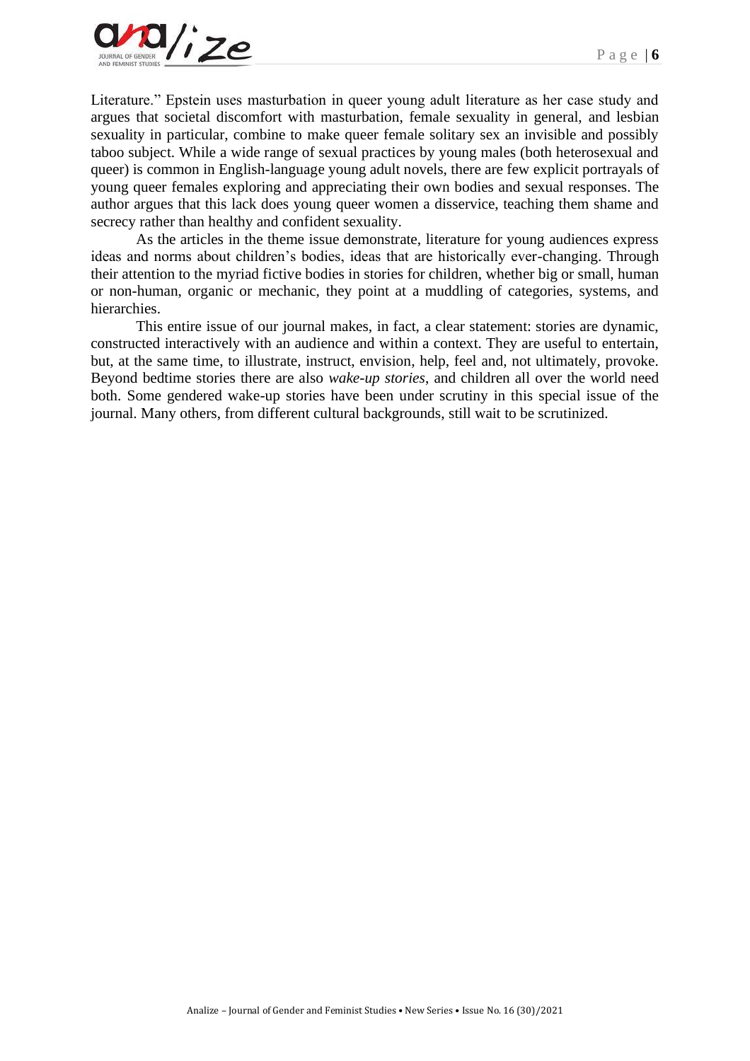Literature." Epstein uses masturbation in queer young adult literature as her case study and argues that societal discomfort with masturbation, female sexuality in general, and lesbian sexuality in particular, combine to make queer female solitary sex an invisible and possibly taboo subject. While a wide range of sexual practices by young males (both heterosexual and queer) is common in English-language young adult novels, there are few explicit portrayals of young queer females exploring and appreciating their own bodies and sexual responses. The author argues that this lack does young queer women a disservice, teaching them shame and secrecy rather than healthy and confident sexuality.

As the articles in the theme issue demonstrate, literature for young audiences express ideas and norms about children's bodies, ideas that are historically ever-changing. Through their attention to the myriad fictive bodies in stories for children, whether big or small, human or non-human, organic or mechanic, they point at a muddling of categories, systems, and hierarchies.

This entire issue of our journal makes, in fact, a clear statement: stories are dynamic, constructed interactively with an audience and within a context. They are useful to entertain, but, at the same time, to illustrate, instruct, envision, help, feel and, not ultimately, provoke. Beyond bedtime stories there are also *wake-up stories*, and children all over the world need both. Some gendered wake-up stories have been under scrutiny in this special issue of the journal. Many others, from different cultural backgrounds, still wait to be scrutinized.